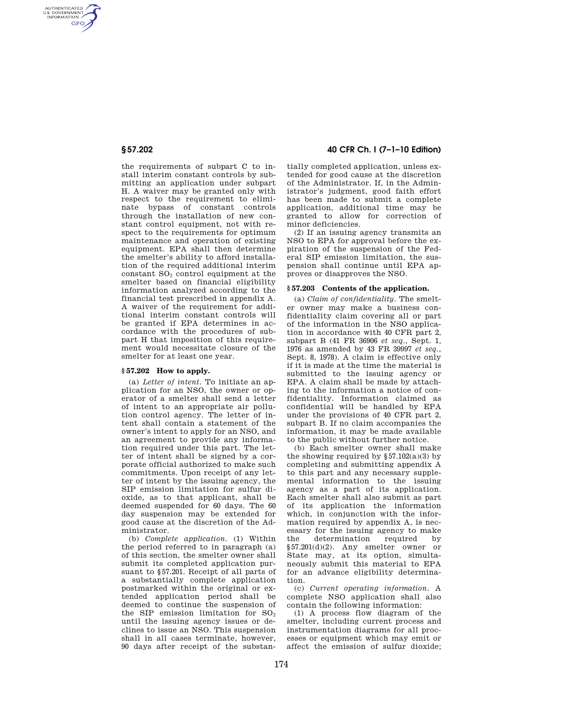the requirements of subpart C to install interim constant controls by submitting an application under subpart H. A waiver may be granted only with respect to the requirement to eliminate bypass of constant controls through the installation of new constant control equipment, not with respect to the requirements for optimum maintenance and operation of existing equipment. EPA shall then determine the smelter's ability to afford installation of the required additional interim constant $SO_2$ control equipment at the smelter based on financial eligibility information analyzed according to the financial test prescribed in appendix A. A waiver of the requirement for additional interim constant controls will be granted if EPA determines in accordance with the procedures of subpart H that imposition of this requirement would necessitate closure of the smelter for at least one year.

### § 57.202 How to apply.

(a) *Letter of intent.* To initiate an application for an NSO, the owner or operator of a smelter shall send a letter of intent to an appropriate air pollution control agency. The letter of intent shall contain a statement of the owner's intent to apply for an NSO, and an agreement to provide any information required under this part. The letter of intent shall be signed by a corporate official authorized to make such commitments. Upon receipt of any letter of intent by the issuing agency, the SIP emission limitation for sulfur dioxide, as to that applicant, shall be deemed suspended for 60 days. The 60 day suspension may be extended for good cause at the discretion of the Administrator.

(b) *Complete application.* (1) Within the period referred to in paragraph (a) of this section, the smelter owner shall submit its completed application pursuant to §57.201. Receipt of all parts of a substantially complete application postmarked within the original or extended application period shall be deemed to continue the suspension of the SIP emission limitation for $SO_2$ until the issuing agency issues or declines to issue an NSO. This suspension shall in all cases terminate, however, 90 days after receipt of the substantially completed application, unless extended for good cause at the discretion of the Administrator. If, in the Administrator's judgment, good faith effort has been made to submit a complete application, additional time may be granted to allow for correction of minor deficiencies.

(2) If an issuing agency transmits an NSO to EPA for approval before the expiration of the suspension of the Federal SIP emission limitation, the suspension shall continue until EPA approves or disapproves the NSO.

### § 57.203 Contents of the application.

(a) *Claim of confidentiality.* The smelter owner may make a business confidentiality claim covering all or part of the information in the NSO application in accordance with 40 CFR part 2, subpart B (41 FR 36906 *et seq.*, Sept. 1, 1976 as amended by 43 FR 39997 *et seq.*, Sept. 8, 1978). A claim is effective only if it is made at the time the material is submitted to the issuing agency or EPA. A claim shall be made by attaching to the information a notice of confidentiality. Information claimed as confidential will be handled by EPA under the provisions of 40 CFR part 2, subpart B. If no claim accompanies the information, it may be made available to the public without further notice.

(b) Each smelter owner shall make the showing required by §57.102(a)(3) by completing and submitting appendix A to this part and any necessary supplemental information to the issuing agency as a part of its application. Each smelter shall also submit as part of its application the information which, in conjunction with the information required by appendix A, is necessary for the issuing agency to make the determination required by §57.201(d)(2). Any smelter owner or State may, at its option, simultaneously submit this material to EPA for an advance eligibility determination.

(c) *Current operating information.* A complete NSO application shall also contain the following information:

(1) A process flow diagram of the smelter, including current process and instrumentation diagrams for all processes or equipment which may emit or affect the emission of sulfur dioxide;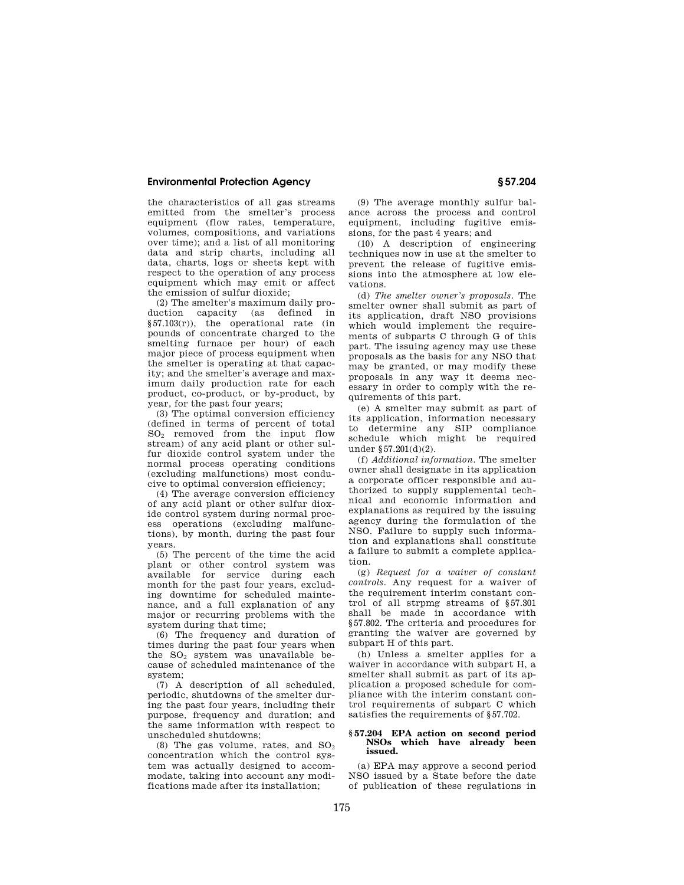the characteristics of all gas streams emitted from the smelter's process equipment (flow rates, temperature, volumes, compositions, and variations over time); and a list of all monitoring data and strip charts, including all data, charts, logs or sheets kept with respect to the operation of any process equipment which may emit or affect the emission of sulfur dioxide;

(2) The smelter's maximum daily production capacity (as defined in §57.103(r)), the operational rate (in pounds of concentrate charged to the smelting furnace per hour) of each major piece of process equipment when the smelter is operating at that capacity; and the smelter's average and maximum daily production rate for each product, co-product, or by-product, by year, for the past four years;

(3) The optimal conversion efficiency (defined in terms of percent of total $SO_2$ removed from the input flow stream) of any acid plant or other sulfur dioxide control system under the normal process operating conditions (excluding malfunctions) most conducive to optimal conversion efficiency;

(4) The average conversion efficiency of any acid plant or other sulfur dioxide control system during normal process operations (excluding malfunctions), by month, during the past four years.

(5) The percent of the time the acid plant or other control system was available for service during each month for the past four years, excluding downtime for scheduled maintenance, and a full explanation of any major or recurring problems with the system during that time;

(6) The frequency and duration of times during the past four years when the $SO_2$ system was unavailable because of scheduled maintenance of the system;

(7) A description of all scheduled, periodic, shutdowns of the smelter during the past four years, including their purpose, frequency and duration; and the same information with respect to unscheduled shutdowns;

(8) The gas volume, rates, and $SO_2$ concentration which the control system was actually designed to accommodate, taking into account any modifications made after its installation;

(9) The average monthly sulfur balance across the process and control equipment, including fugitive emissions, for the past 4 years; and

(10) A description of engineering techniques now in use at the smelter to prevent the release of fugitive emissions into the atmosphere at low elevations.

(d) *The smelter owner's proposals.* The smelter owner shall submit as part of its application, draft NSO provisions which would implement the requirements of subparts C through G of this part. The issuing agency may use these proposals as the basis for any NSO that may be granted, or may modify these proposals in any way it deems necessary in order to comply with the requirements of this part.

(e) A smelter may submit as part of its application, information necessary to determine any SIP compliance schedule which might be required under §57.201(d)(2).

(f) *Additional information.* The smelter owner shall designate in its application a corporate officer responsible and authorized to supply supplemental technical and economic information and explanations as required by the issuing agency during the formulation of the NSO. Failure to supply such information and explanations shall constitute a failure to submit a complete application.

(g) *Request for a waiver of constant controls.* Any request for a waiver of the requirement interim constant control of all strpmg streams of §57.301 shall be made in accordance with §57.802. The criteria and procedures for granting the waiver are governed by subpart H of this part.

(h) Unless a smelter applies for a waiver in accordance with subpart H, a smelter shall submit as part of its application a proposed schedule for compliance with the interim constant control requirements of subpart C which satisfies the requirements of §57.702.

### §57.204 EPA action on second period NSOs which have already been issued.

(a) EPA may approve a second period NSO issued by a State before the date of publication of these regulations in